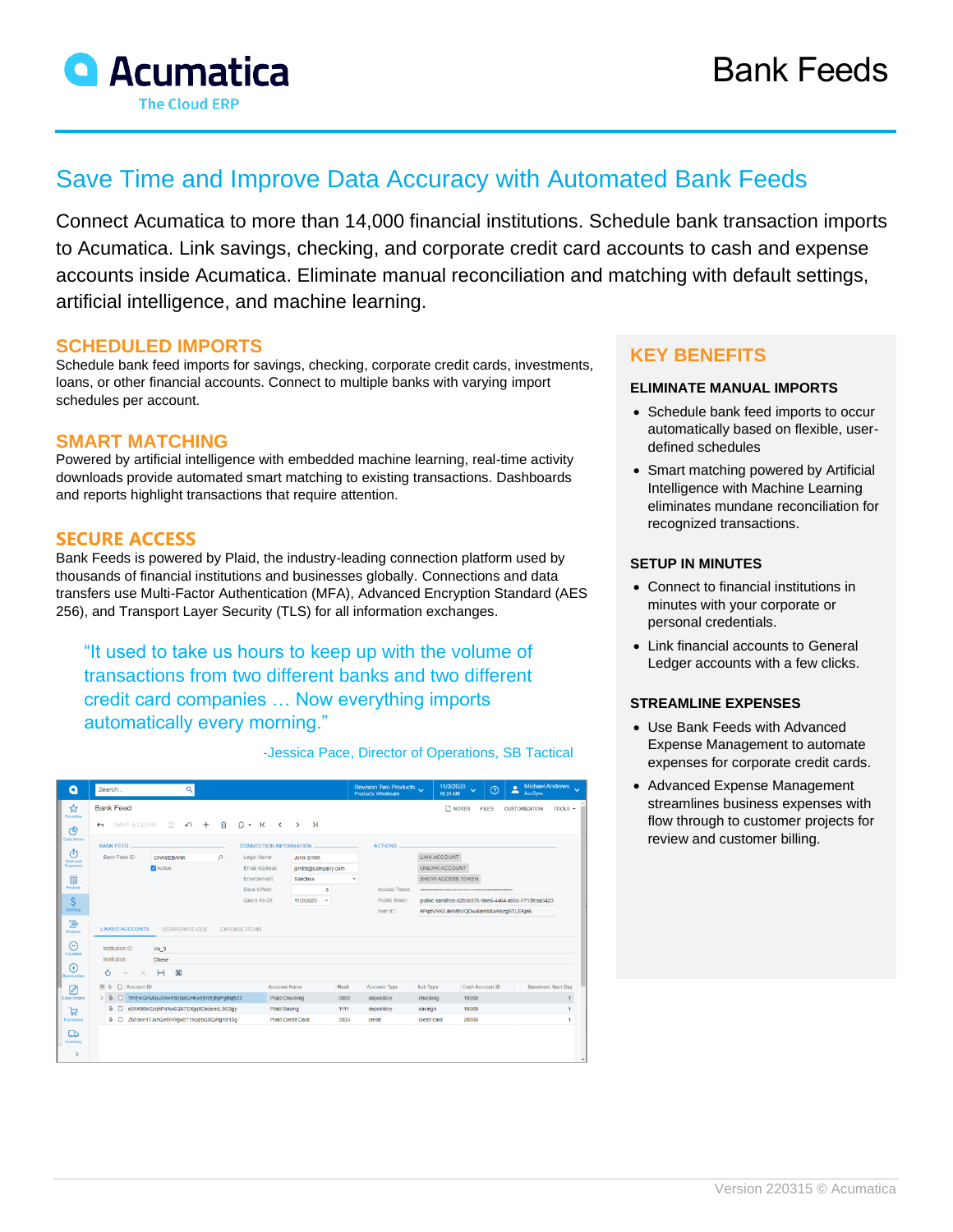# Bank Feeds

## Save Time and Improve Data Accuracy with Automated Bank Feeds

Connect Acumatica to more than 14,000 financial institutions. Schedule bank transaction imports to Acumatica. Link savings, checking, and corporate credit card accounts to cash and expense accounts inside Acumatica. Eliminate manual reconciliation and matching with default settings, artificial intelligence, and machine learning.

### SCHEDULED IMPORTS

Schedule bank feed imports for savings, checking, corporate credit cards, investments, loans, or other financial accounts. Connect to multiple banks with varying import schedules per account.

### SMART MATCHING

Powered by artificial intelligence with embedded machine learning, real-time activity downloads provide automated smart matching to existing transactions. Dashboards and reports highlight transactions that require attention.

### SECURE ACCESS

Bank Feeds is powered by Plaid, the industry-leading connection platform used by thousands of financial institutions and businesses globally. Connections and data transfers use Multi-Factor Authentication (MFA), Advanced Encryption Standard (AES 256), and Transport Layer Security (TLS) for all information exchanges.

> "It used to take us hours to keep up with the volume of transactions from two different banks and two different credit card companies … Now everything imports automatically every morning."
>
> -Jessica Pace, Director of Operations, SB Tactical

### KEY BENEFITS

#### ELIMINATE MANUAL IMPORTS

- Schedule bank feed imports to occur automatically based on flexible, user-defined schedules
- Smart matching powered by Artificial Intelligence with Machine Learning eliminates mundane reconciliation for recognized transactions.

#### SETUP IN MINUTES

- Connect to financial institutions in minutes with your corporate or personal credentials.
- Link financial accounts to General Ledger accounts with a few clicks.

#### STREAMLINE EXPENSES

- Use Bank Feeds with Advanced Expense Management to automate expenses for corporate credit cards.
- Advanced Expense Management streamlines business expenses with flow through to customer projects for review and customer billing.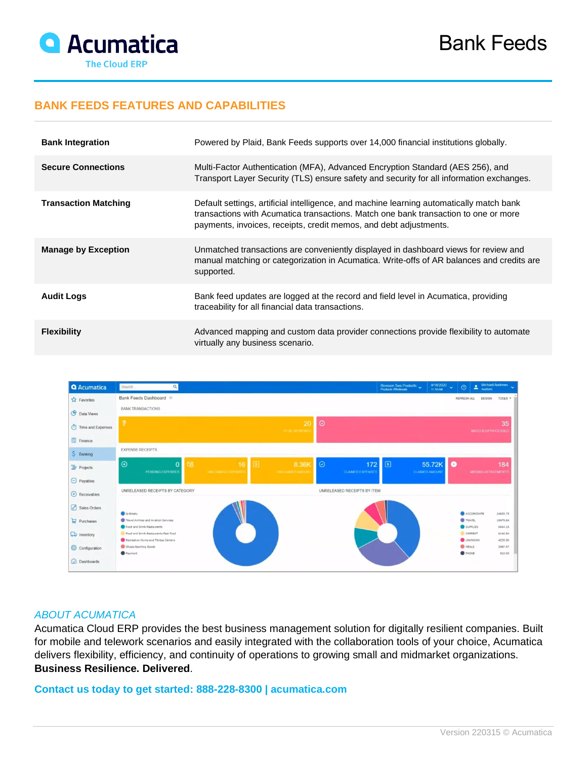# Bank Feeds

## BANK FEEDS FEATURES AND CAPABILITIES

| | |
|---|---|
| **Bank Integration** | Powered by Plaid, Bank Feeds supports over 14,000 financial institutions globally. |
| **Secure Connections** | Multi-Factor Authentication (MFA), Advanced Encryption Standard (AES 256), and Transport Layer Security (TLS) ensure safety and security for all information exchanges. |
| **Transaction Matching** | Default settings, artificial intelligence, and machine learning automatically match bank transactions with Acumatica transactions. Match one bank transaction to one or more payments, invoices, receipts, credit memos, and debt adjustments. |
| **Manage by Exception** | Unmatched transactions are conveniently displayed in dashboard views for review and manual matching or categorization in Acumatica. Write-offs of AR balances and credits are supported. |
| **Audit Logs** | Bank feed updates are logged at the record and field level in Acumatica, providing traceability for all financial data transactions. |
| **Flexibility** | Advanced mapping and custom data provider connections provide flexibility to automate virtually any business scenario. |

*ABOUT ACUMATICA*

Acumatica Cloud ERP provides the best business management solution for digitally resilient companies. Built for mobile and telework scenarios and easily integrated with the collaboration tools of your choice, Acumatica delivers flexibility, efficiency, and continuity of operations to growing small and midmarket organizations. **Business Resilience. Delivered**.

**Contact us today to get started: 888-228-8300 | acumatica.com**

Version 220315 © Acumatica